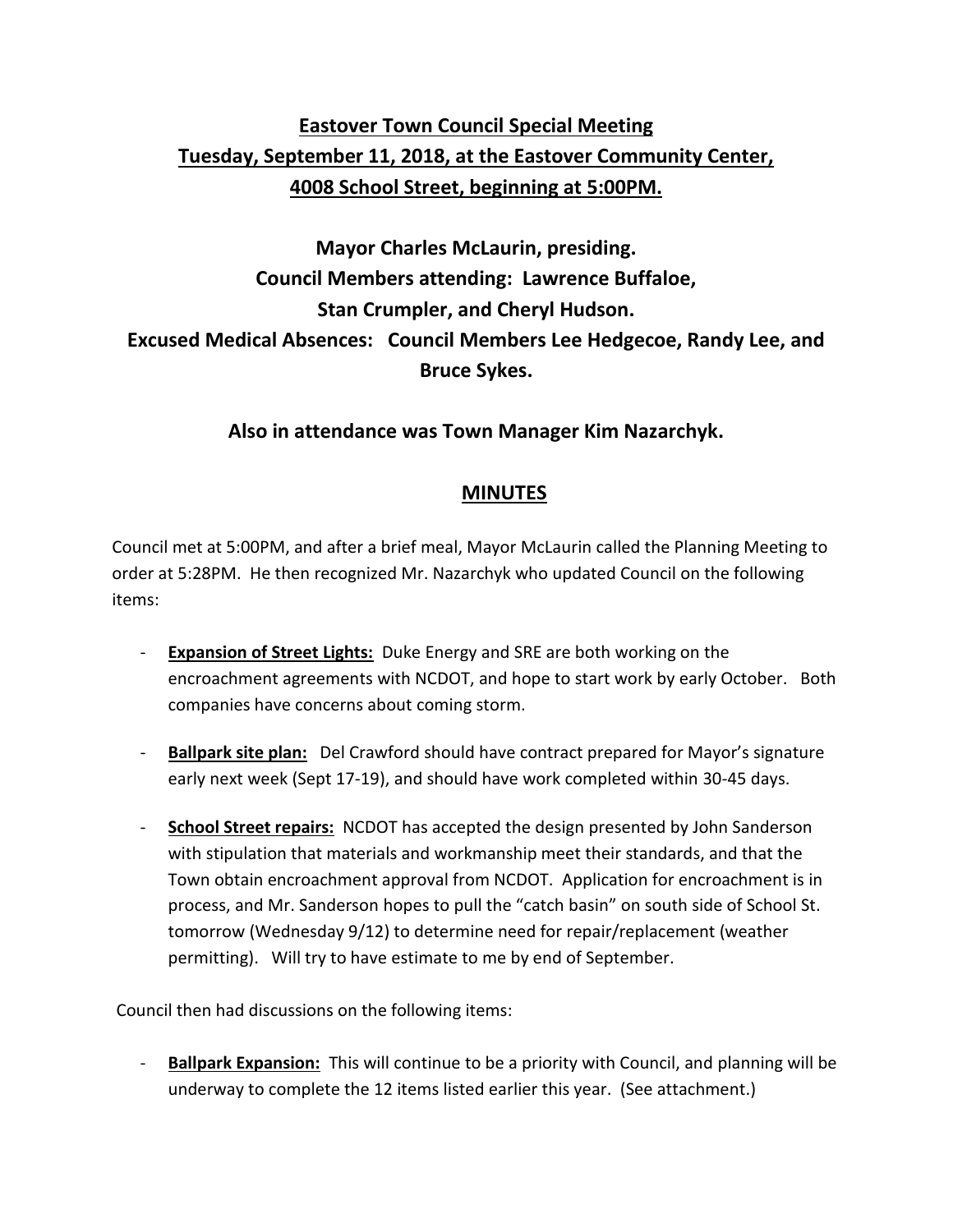**Eastover Town Council Special Meeting**
**Tuesday, September 11, 2018, at the Eastover Community Center,**
**4008 School Street, beginning at 5:00PM.**

**Mayor Charles McLaurin, presiding.**
**Council Members attending: Lawrence Buffaloe,**
**Stan Crumpler, and Cheryl Hudson.**
**Excused Medical Absences: Council Members Lee Hedgecoe, Randy Lee, and Bruce Sykes.**

**Also in attendance was Town Manager Kim Nazarchyk.**

## MINUTES

Council met at 5:00PM, and after a brief meal, Mayor McLaurin called the Planning Meeting to order at 5:28PM. He then recognized Mr. Nazarchyk who updated Council on the following items:

- **Expansion of Street Lights:** Duke Energy and SRE are both working on the encroachment agreements with NCDOT, and hope to start work by early October. Both companies have concerns about coming storm.

- **Ballpark site plan:** Del Crawford should have contract prepared for Mayor's signature early next week (Sept 17-19), and should have work completed within 30-45 days.

- **School Street repairs:** NCDOT has accepted the design presented by John Sanderson with stipulation that materials and workmanship meet their standards, and that the Town obtain encroachment approval from NCDOT. Application for encroachment is in process, and Mr. Sanderson hopes to pull the "catch basin" on south side of School St. tomorrow (Wednesday 9/12) to determine need for repair/replacement (weather permitting). Will try to have estimate to me by end of September.

Council then had discussions on the following items:

- **Ballpark Expansion:** This will continue to be a priority with Council, and planning will be underway to complete the 12 items listed earlier this year. (See attachment.)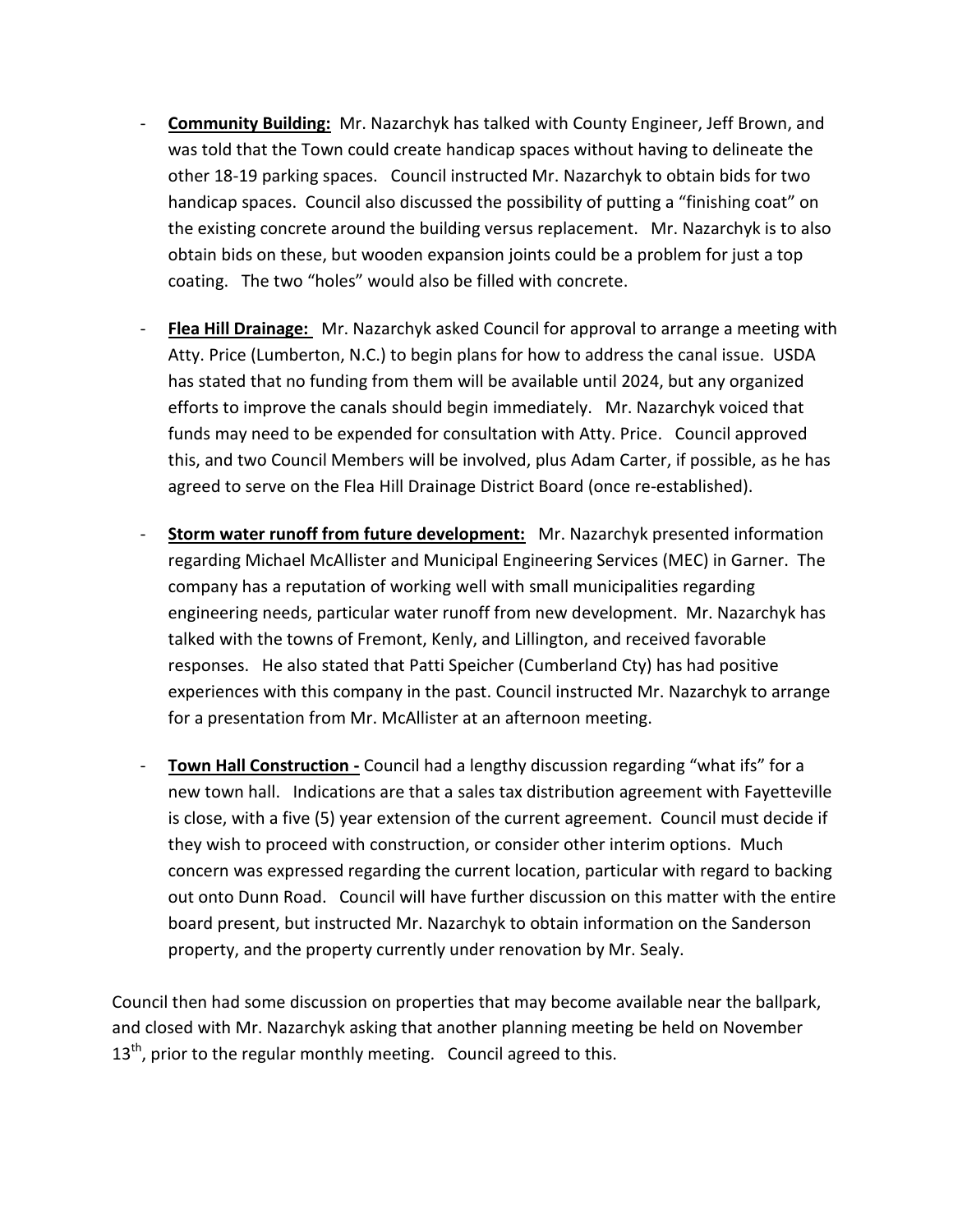- **Community Building:** Mr. Nazarchyk has talked with County Engineer, Jeff Brown, and was told that the Town could create handicap spaces without having to delineate the other 18-19 parking spaces. Council instructed Mr. Nazarchyk to obtain bids for two handicap spaces. Council also discussed the possibility of putting a "finishing coat" on the existing concrete around the building versus replacement. Mr. Nazarchyk is to also obtain bids on these, but wooden expansion joints could be a problem for just a top coating. The two "holes" would also be filled with concrete.

- **Flea Hill Drainage:** Mr. Nazarchyk asked Council for approval to arrange a meeting with Atty. Price (Lumberton, N.C.) to begin plans for how to address the canal issue. USDA has stated that no funding from them will be available until 2024, but any organized efforts to improve the canals should begin immediately. Mr. Nazarchyk voiced that funds may need to be expended for consultation with Atty. Price. Council approved this, and two Council Members will be involved, plus Adam Carter, if possible, as he has agreed to serve on the Flea Hill Drainage District Board (once re-established).

- **Storm water runoff from future development:** Mr. Nazarchyk presented information regarding Michael McAllister and Municipal Engineering Services (MEC) in Garner. The company has a reputation of working well with small municipalities regarding engineering needs, particular water runoff from new development. Mr. Nazarchyk has talked with the towns of Fremont, Kenly, and Lillington, and received favorable responses. He also stated that Patti Speicher (Cumberland Cty) has had positive experiences with this company in the past. Council instructed Mr. Nazarchyk to arrange for a presentation from Mr. McAllister at an afternoon meeting.

- **Town Hall Construction -** Council had a lengthy discussion regarding "what ifs" for a new town hall. Indications are that a sales tax distribution agreement with Fayetteville is close, with a five (5) year extension of the current agreement. Council must decide if they wish to proceed with construction, or consider other interim options. Much concern was expressed regarding the current location, particular with regard to backing out onto Dunn Road. Council will have further discussion on this matter with the entire board present, but instructed Mr. Nazarchyk to obtain information on the Sanderson property, and the property currently under renovation by Mr. Sealy.

Council then had some discussion on properties that may become available near the ballpark, and closed with Mr. Nazarchyk asking that another planning meeting be held on November 13th, prior to the regular monthly meeting. Council agreed to this.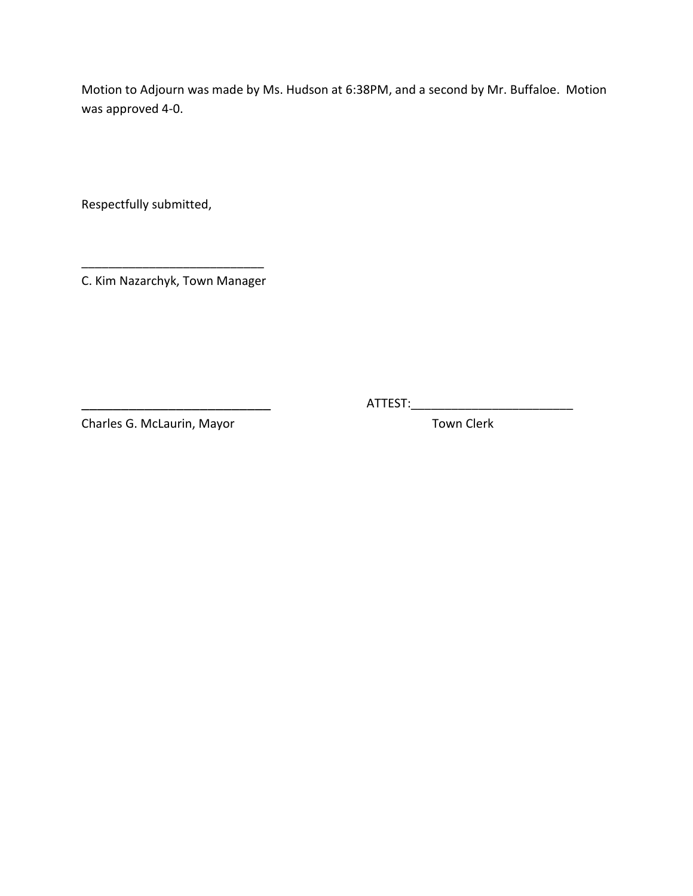Motion to Adjourn was made by Ms. Hudson at 6:38PM, and a second by Mr. Buffaloe. Motion was approved 4-0.

Respectfully submitted,

___________________________
C. Kim Nazarchyk, Town Manager

____________________________ ATTEST:________________________

Charles G. McLaurin, Mayor Town Clerk